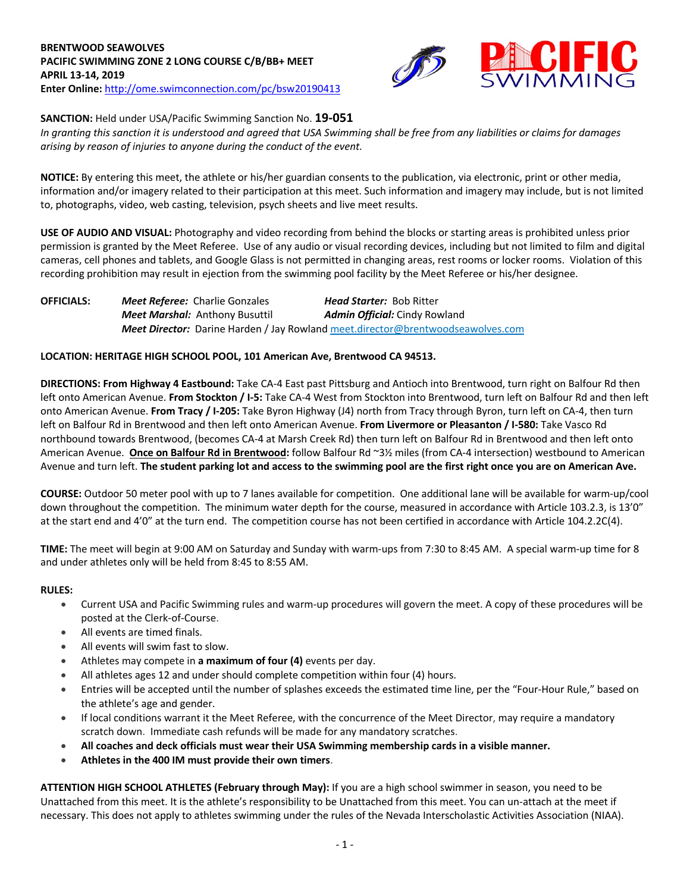**BRENTWOOD SEAWOLVES**
**PACIFIC SWIMMING ZONE 2 LONG COURSE C/B/BB+ MEET**
**APRIL 13-14, 2019**
**Enter Online:** http://ome.swimconnection.com/pc/bsw20190413

**SANCTION:** Held under USA/Pacific Swimming Sanction No. **19-051**
*In granting this sanction it is understood and agreed that USA Swimming shall be free from any liabilities or claims for damages arising by reason of injuries to anyone during the conduct of the event.*

**NOTICE:** By entering this meet, the athlete or his/her guardian consents to the publication, via electronic, print or other media, information and/or imagery related to their participation at this meet. Such information and imagery may include, but is not limited to, photographs, video, web casting, television, psych sheets and live meet results.

**USE OF AUDIO AND VISUAL:** Photography and video recording from behind the blocks or starting areas is prohibited unless prior permission is granted by the Meet Referee. Use of any audio or visual recording devices, including but not limited to film and digital cameras, cell phones and tablets, and Google Glass is not permitted in changing areas, rest rooms or locker rooms. Violation of this recording prohibition may result in ejection from the swimming pool facility by the Meet Referee or his/her designee.

**OFFICIALS:**
***Meet Referee:*** Charlie Gonzales  ***Head Starter:*** Bob Ritter
***Meet Marshal:*** Anthony Busuttil  ***Admin Official:*** Cindy Rowland
***Meet Director:*** Darine Harden / Jay Rowland meet.director@brentwoodseawolves.com

**LOCATION: HERITAGE HIGH SCHOOL POOL, 101 American Ave, Brentwood CA 94513.**

**DIRECTIONS: From Highway 4 Eastbound:** Take CA-4 East past Pittsburg and Antioch into Brentwood, turn right on Balfour Rd then left onto American Avenue. **From Stockton / I-5:** Take CA-4 West from Stockton into Brentwood, turn left on Balfour Rd and then left onto American Avenue. **From Tracy / I-205:** Take Byron Highway (J4) north from Tracy through Byron, turn left on CA-4, then turn left on Balfour Rd in Brentwood and then left onto American Avenue. **From Livermore or Pleasanton / I-580:** Take Vasco Rd northbound towards Brentwood, (becomes CA-4 at Marsh Creek Rd) then turn left on Balfour Rd in Brentwood and then left onto American Avenue. **Once on Balfour Rd in Brentwood:** follow Balfour Rd ~3½ miles (from CA-4 intersection) westbound to American Avenue and turn left. **The student parking lot and access to the swimming pool are the first right once you are on American Ave.**

**COURSE:** Outdoor 50 meter pool with up to 7 lanes available for competition. One additional lane will be available for warm-up/cool down throughout the competition. The minimum water depth for the course, measured in accordance with Article 103.2.3, is 13'0" at the start end and 4'0" at the turn end. The competition course has not been certified in accordance with Article 104.2.2C(4).

**TIME:** The meet will begin at 9:00 AM on Saturday and Sunday with warm-ups from 7:30 to 8:45 AM. A special warm-up time for 8 and under athletes only will be held from 8:45 to 8:55 AM.

**RULES:**

- Current USA and Pacific Swimming rules and warm-up procedures will govern the meet. A copy of these procedures will be posted at the Clerk-of-Course.
- All events are timed finals.
- All events will swim fast to slow.
- Athletes may compete in **a maximum of four (4)** events per day.
- All athletes ages 12 and under should complete competition within four (4) hours.
- Entries will be accepted until the number of splashes exceeds the estimated time line, per the "Four-Hour Rule," based on the athlete's age and gender.
- If local conditions warrant it the Meet Referee, with the concurrence of the Meet Director, may require a mandatory scratch down. Immediate cash refunds will be made for any mandatory scratches.
- **All coaches and deck officials must wear their USA Swimming membership cards in a visible manner.**
- **Athletes in the 400 IM must provide their own timers**.

**ATTENTION HIGH SCHOOL ATHLETES (February through May):** If you are a high school swimmer in season, you need to be Unattached from this meet. It is the athlete's responsibility to be Unattached from this meet. You can un-attach at the meet if necessary. This does not apply to athletes swimming under the rules of the Nevada Interscholastic Activities Association (NIAA).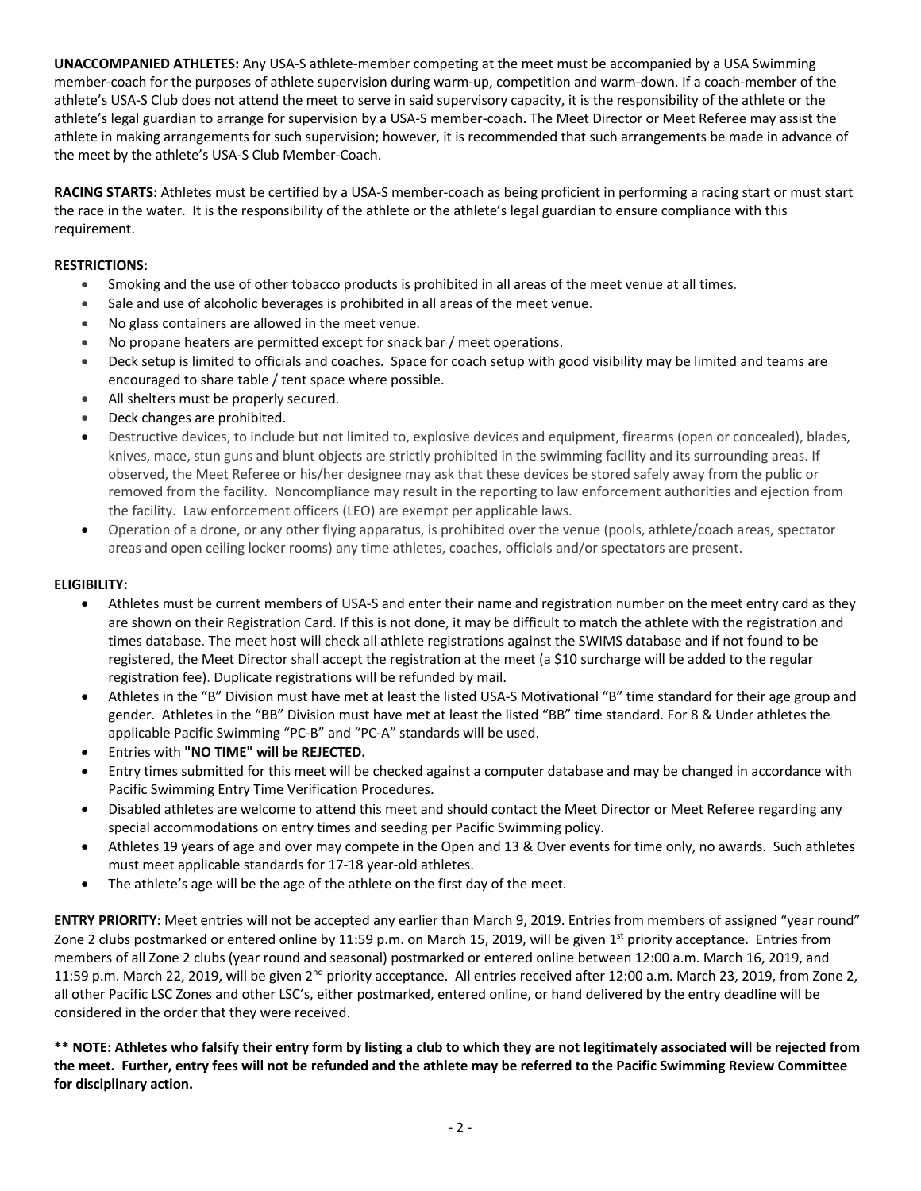**UNACCOMPANIED ATHLETES:** Any USA-S athlete-member competing at the meet must be accompanied by a USA Swimming member-coach for the purposes of athlete supervision during warm-up, competition and warm-down. If a coach-member of the athlete's USA-S Club does not attend the meet to serve in said supervisory capacity, it is the responsibility of the athlete or the athlete's legal guardian to arrange for supervision by a USA-S member-coach. The Meet Director or Meet Referee may assist the athlete in making arrangements for such supervision; however, it is recommended that such arrangements be made in advance of the meet by the athlete's USA-S Club Member-Coach.

**RACING STARTS:** Athletes must be certified by a USA-S member-coach as being proficient in performing a racing start or must start the race in the water. It is the responsibility of the athlete or the athlete's legal guardian to ensure compliance with this requirement.

**RESTRICTIONS:**

- Smoking and the use of other tobacco products is prohibited in all areas of the meet venue at all times.
- Sale and use of alcoholic beverages is prohibited in all areas of the meet venue.
- No glass containers are allowed in the meet venue.
- No propane heaters are permitted except for snack bar / meet operations.
- Deck setup is limited to officials and coaches. Space for coach setup with good visibility may be limited and teams are encouraged to share table / tent space where possible.
- All shelters must be properly secured.
- Deck changes are prohibited.
- Destructive devices, to include but not limited to, explosive devices and equipment, firearms (open or concealed), blades, knives, mace, stun guns and blunt objects are strictly prohibited in the swimming facility and its surrounding areas. If observed, the Meet Referee or his/her designee may ask that these devices be stored safely away from the public or removed from the facility. Noncompliance may result in the reporting to law enforcement authorities and ejection from the facility. Law enforcement officers (LEO) are exempt per applicable laws.
- Operation of a drone, or any other flying apparatus, is prohibited over the venue (pools, athlete/coach areas, spectator areas and open ceiling locker rooms) any time athletes, coaches, officials and/or spectators are present.

**ELIGIBILITY:**

- Athletes must be current members of USA-S and enter their name and registration number on the meet entry card as they are shown on their Registration Card. If this is not done, it may be difficult to match the athlete with the registration and times database. The meet host will check all athlete registrations against the SWIMS database and if not found to be registered, the Meet Director shall accept the registration at the meet (a $10 surcharge will be added to the regular registration fee). Duplicate registrations will be refunded by mail.
- Athletes in the "B" Division must have met at least the listed USA-S Motivational "B" time standard for their age group and gender. Athletes in the "BB" Division must have met at least the listed "BB" time standard. For 8 & Under athletes the applicable Pacific Swimming "PC-B" and "PC-A" standards will be used.
- Entries with **"NO TIME" will be REJECTED.**
- Entry times submitted for this meet will be checked against a computer database and may be changed in accordance with Pacific Swimming Entry Time Verification Procedures.
- Disabled athletes are welcome to attend this meet and should contact the Meet Director or Meet Referee regarding any special accommodations on entry times and seeding per Pacific Swimming policy.
- Athletes 19 years of age and over may compete in the Open and 13 & Over events for time only, no awards. Such athletes must meet applicable standards for 17-18 year-old athletes.
- The athlete's age will be the age of the athlete on the first day of the meet.

**ENTRY PRIORITY:** Meet entries will not be accepted any earlier than March 9, 2019. Entries from members of assigned "year round" Zone 2 clubs postmarked or entered online by 11:59 p.m. on March 15, 2019, will be given 1st priority acceptance. Entries from members of all Zone 2 clubs (year round and seasonal) postmarked or entered online between 12:00 a.m. March 16, 2019, and 11:59 p.m. March 22, 2019, will be given 2nd priority acceptance. All entries received after 12:00 a.m. March 23, 2019, from Zone 2, all other Pacific LSC Zones and other LSC's, either postmarked, entered online, or hand delivered by the entry deadline will be considered in the order that they were received.

**\*\* NOTE: Athletes who falsify their entry form by listing a club to which they are not legitimately associated will be rejected from the meet. Further, entry fees will not be refunded and the athlete may be referred to the Pacific Swimming Review Committee for disciplinary action.**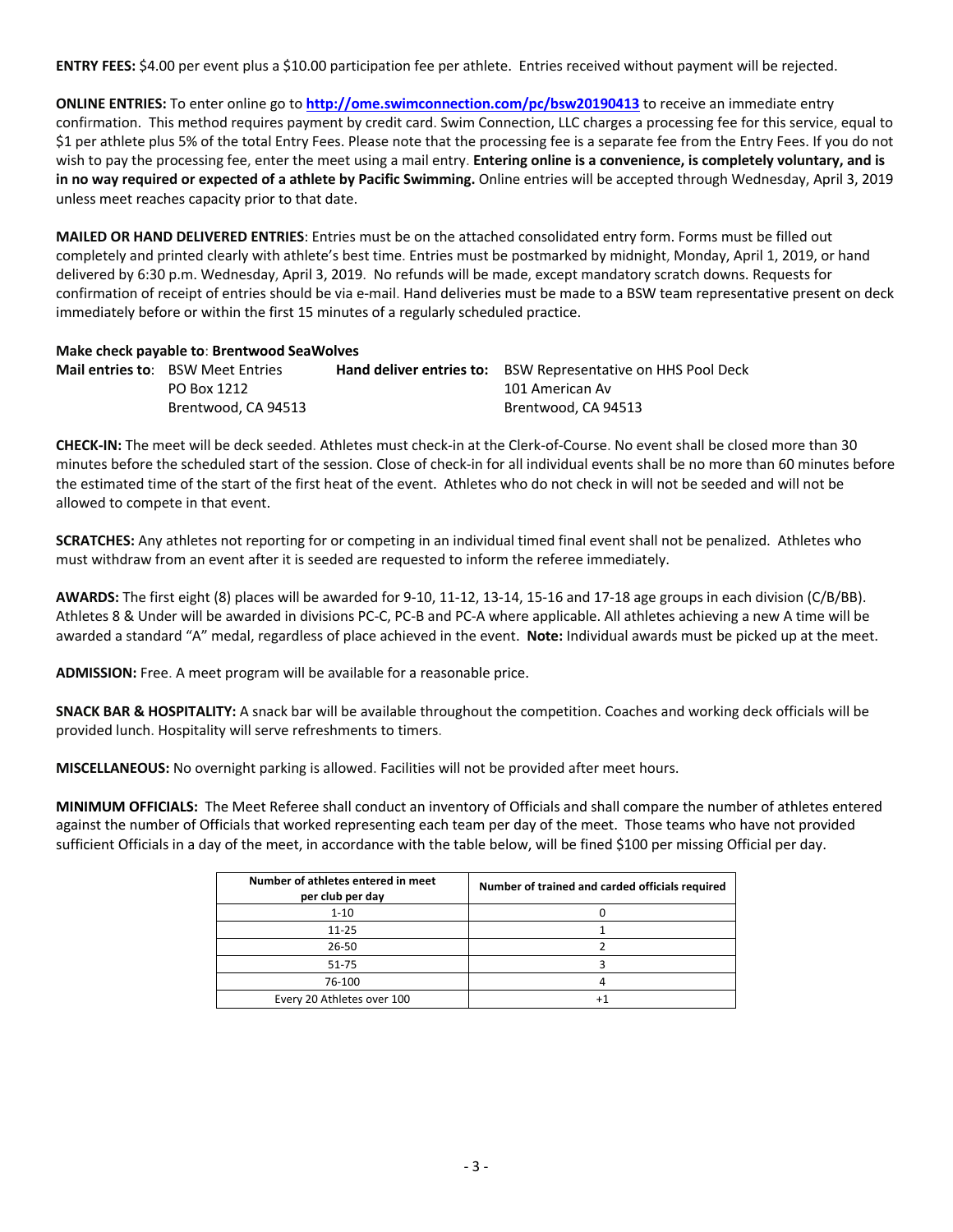**ENTRY FEES:** $4.00 per event plus a $10.00 participation fee per athlete. Entries received without payment will be rejected.

**ONLINE ENTRIES:** To enter online go to **http://ome.swimconnection.com/pc/bsw20190413** to receive an immediate entry confirmation. This method requires payment by credit card. Swim Connection, LLC charges a processing fee for this service, equal to $1 per athlete plus 5% of the total Entry Fees. Please note that the processing fee is a separate fee from the Entry Fees. If you do not wish to pay the processing fee, enter the meet using a mail entry. **Entering online is a convenience, is completely voluntary, and is in no way required or expected of a athlete by Pacific Swimming.** Online entries will be accepted through Wednesday, April 3, 2019 unless meet reaches capacity prior to that date.

**MAILED OR HAND DELIVERED ENTRIES**: Entries must be on the attached consolidated entry form. Forms must be filled out completely and printed clearly with athlete's best time. Entries must be postmarked by midnight, Monday, April 1, 2019, or hand delivered by 6:30 p.m. Wednesday, April 3, 2019. No refunds will be made, except mandatory scratch downs. Requests for confirmation of receipt of entries should be via e-mail. Hand deliveries must be made to a BSW team representative present on deck immediately before or within the first 15 minutes of a regularly scheduled practice.

**Make check payable to**: **Brentwood SeaWolves**

**Mail entries to**: BSW Meet Entries
PO Box 1212
Brentwood, CA 94513

**Hand deliver entries to:** BSW Representative on HHS Pool Deck
101 American Av
Brentwood, CA 94513

**CHECK-IN:** The meet will be deck seeded. Athletes must check-in at the Clerk-of-Course. No event shall be closed more than 30 minutes before the scheduled start of the session. Close of check-in for all individual events shall be no more than 60 minutes before the estimated time of the start of the first heat of the event. Athletes who do not check in will not be seeded and will not be allowed to compete in that event.

**SCRATCHES:** Any athletes not reporting for or competing in an individual timed final event shall not be penalized. Athletes who must withdraw from an event after it is seeded are requested to inform the referee immediately.

**AWARDS:** The first eight (8) places will be awarded for 9-10, 11-12, 13-14, 15-16 and 17-18 age groups in each division (C/B/BB). Athletes 8 & Under will be awarded in divisions PC-C, PC-B and PC-A where applicable. All athletes achieving a new A time will be awarded a standard "A" medal, regardless of place achieved in the event. **Note:** Individual awards must be picked up at the meet.

**ADMISSION:** Free. A meet program will be available for a reasonable price.

**SNACK BAR & HOSPITALITY:** A snack bar will be available throughout the competition. Coaches and working deck officials will be provided lunch. Hospitality will serve refreshments to timers.

**MISCELLANEOUS:** No overnight parking is allowed. Facilities will not be provided after meet hours.

**MINIMUM OFFICIALS:** The Meet Referee shall conduct an inventory of Officials and shall compare the number of athletes entered against the number of Officials that worked representing each team per day of the meet. Those teams who have not provided sufficient Officials in a day of the meet, in accordance with the table below, will be fined $100 per missing Official per day.

| Number of athletes entered in meet per club per day | Number of trained and carded officials required |
|---|---|
| 1-10 | 0 |
| 11-25 | 1 |
| 26-50 | 2 |
| 51-75 | 3 |
| 76-100 | 4 |
| Every 20 Athletes over 100 | +1 |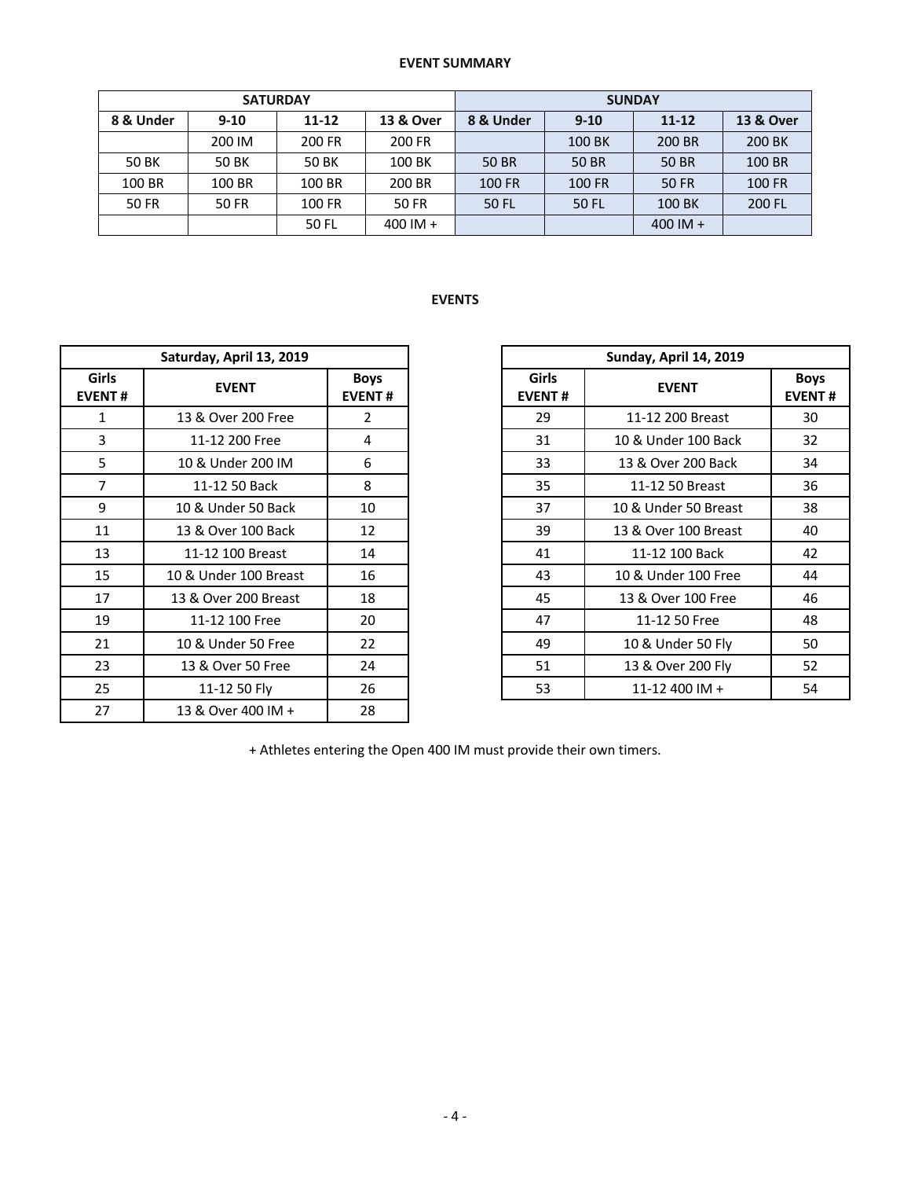### EVENT SUMMARY

| SATURDAY | | | | SUNDAY | | | |
|---|---|---|---|---|---|---|---|
| **8 & Under** | **9-10** | **11-12** | **13 & Over** | **8 & Under** | **9-10** | **11-12** | **13 & Over** |
| | 200 IM | 200 FR | 200 FR | | 100 BK | 200 BR | 200 BK |
| 50 BK | 50 BK | 50 BK | 100 BK | 50 BR | 50 BR | 50 BR | 100 BR |
| 100 BR | 100 BR | 100 BR | 200 BR | 100 FR | 100 FR | 50 FR | 100 FR |
| 50 FR | 50 FR | 100 FR | 50 FR | 50 FL | 50 FL | 100 BK | 200 FL |
| | | 50 FL | 400 IM + | | | 400 IM + | |

### EVENTS

| Saturday, April 13, 2019 | | |
|---|---|---|
| **Girls EVENT #** | **EVENT** | **Boys EVENT #** |
| 1 | 13 & Over 200 Free | 2 |
| 3 | 11-12 200 Free | 4 |
| 5 | 10 & Under 200 IM | 6 |
| 7 | 11-12 50 Back | 8 |
| 9 | 10 & Under 50 Back | 10 |
| 11 | 13 & Over 100 Back | 12 |
| 13 | 11-12 100 Breast | 14 |
| 15 | 10 & Under 100 Breast | 16 |
| 17 | 13 & Over 200 Breast | 18 |
| 19 | 11-12 100 Free | 20 |
| 21 | 10 & Under 50 Free | 22 |
| 23 | 13 & Over 50 Free | 24 |
| 25 | 11-12 50 Fly | 26 |
| 27 | 13 & Over 400 IM + | 28 |

| Sunday, April 14, 2019 | | |
|---|---|---|
| **Girls EVENT #** | **EVENT** | **Boys EVENT #** |
| 29 | 11-12 200 Breast | 30 |
| 31 | 10 & Under 100 Back | 32 |
| 33 | 13 & Over 200 Back | 34 |
| 35 | 11-12 50 Breast | 36 |
| 37 | 10 & Under 50 Breast | 38 |
| 39 | 13 & Over 100 Breast | 40 |
| 41 | 11-12 100 Back | 42 |
| 43 | 10 & Under 100 Free | 44 |
| 45 | 13 & Over 100 Free | 46 |
| 47 | 11-12 50 Free | 48 |
| 49 | 10 & Under 50 Fly | 50 |
| 51 | 13 & Over 200 Fly | 52 |
| 53 | 11-12 400 IM + | 54 |

+ Athletes entering the Open 400 IM must provide their own timers.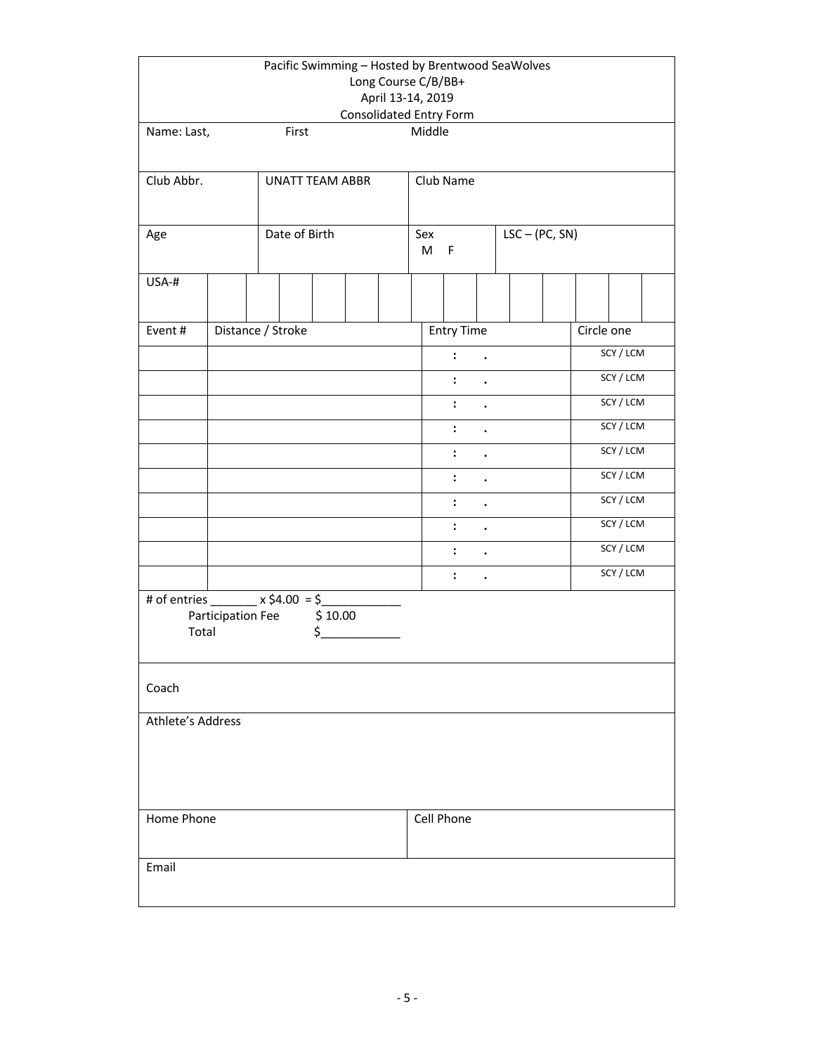Pacific Swimming – Hosted by Brentwood SeaWolves
Long Course C/B/BB+
April 13-14, 2019
Consolidated Entry Form

| Name: Last, | First | Middle |
|---|---|---|
| | | |

| Club Abbr. | UNATT TEAM ABBR | Club Name |
|---|---|---|
| | | |

| Age | Date of Birth | Sex M F | LSC – (PC, SN) |
|---|---|---|---|
| | | | |

| USA-# | | | | | | | | | | | | | | |
|---|---|---|---|---|---|---|---|---|---|---|---|---|---|---|
| | | | | | | | | | | | | | | |

| Event # | Distance / Stroke | Entry Time | Circle one |
|---|---|---|---|
| | | : . | SCY / LCM |
| | | : . | SCY / LCM |
| | | : . | SCY / LCM |
| | | : . | SCY / LCM |
| | | : . | SCY / LCM |
| | | : . | SCY / LCM |
| | | : . | SCY / LCM |
| | | : . | SCY / LCM |
| | | : . | SCY / LCM |
| | | : . | SCY / LCM |

# of entries _______ x $4.00 = $____________
Participation Fee $ 10.00
Total $____________

Coach

Athlete's Address

| Home Phone | Cell Phone |
|---|---|
| | |

Email